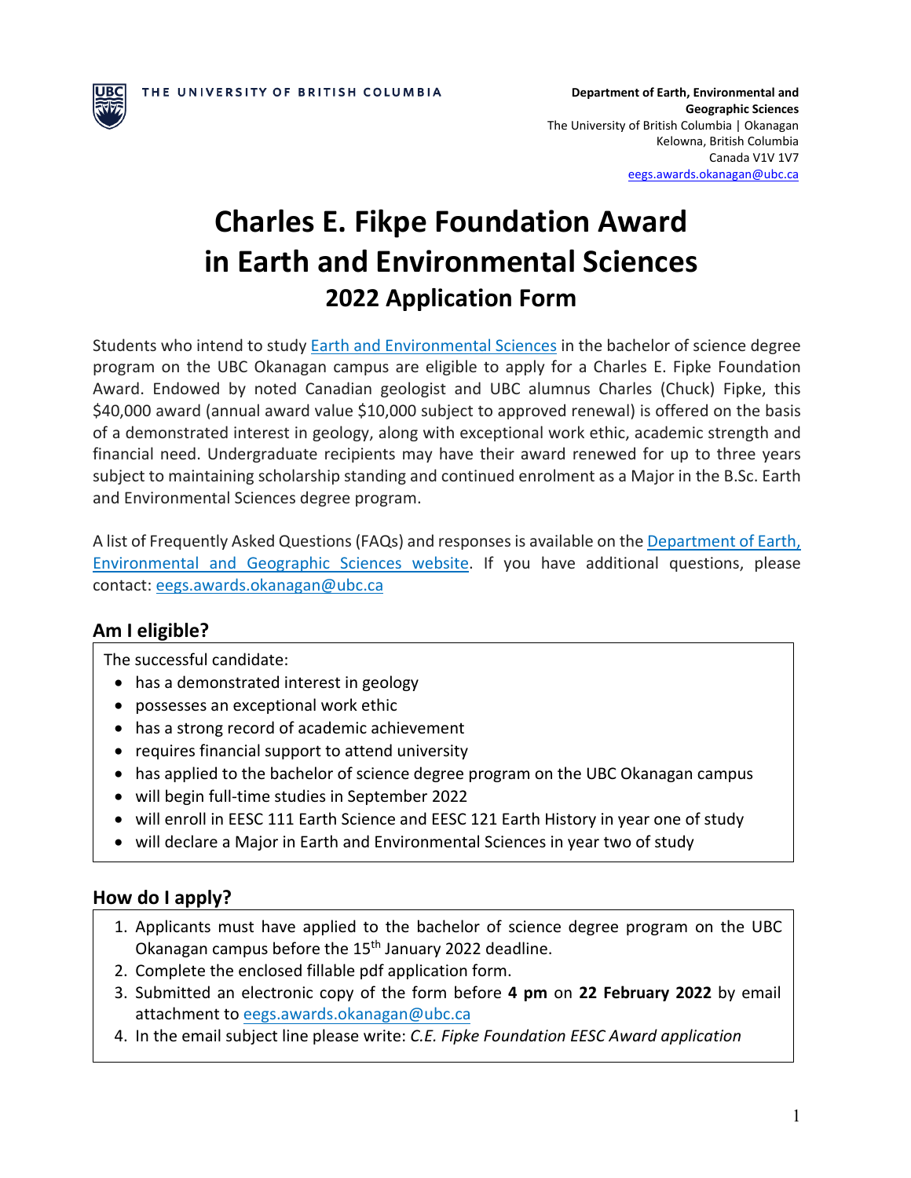THE UNIVERSITY OF BRITISH COLUMBIA

**Department of Earth, Environmental and Geographic Sciences**
The University of British Columbia | Okanagan
Kelowna, British Columbia
Canada V1V 1V7
eegs.awards.okanagan@ubc.ca

# Charles E. Fikpe Foundation Award in Earth and Environmental Sciences

## 2022 Application Form

Students who intend to study Earth and Environmental Sciences in the bachelor of science degree program on the UBC Okanagan campus are eligible to apply for a Charles E. Fipke Foundation Award. Endowed by noted Canadian geologist and UBC alumnus Charles (Chuck) Fipke, this $40,000 award (annual award value $10,000 subject to approved renewal) is offered on the basis of a demonstrated interest in geology, along with exceptional work ethic, academic strength and financial need. Undergraduate recipients may have their award renewed for up to three years subject to maintaining scholarship standing and continued enrolment as a Major in the B.Sc. Earth and Environmental Sciences degree program.

A list of Frequently Asked Questions (FAQs) and responses is available on the Department of Earth, Environmental and Geographic Sciences website. If you have additional questions, please contact: eegs.awards.okanagan@ubc.ca

### Am I eligible?

The successful candidate:

- has a demonstrated interest in geology
- possesses an exceptional work ethic
- has a strong record of academic achievement
- requires financial support to attend university
- has applied to the bachelor of science degree program on the UBC Okanagan campus
- will begin full-time studies in September 2022
- will enroll in EESC 111 Earth Science and EESC 121 Earth History in year one of study
- will declare a Major in Earth and Environmental Sciences in year two of study

### How do I apply?

1. Applicants must have applied to the bachelor of science degree program on the UBC Okanagan campus before the 15th January 2022 deadline.
2. Complete the enclosed fillable pdf application form.
3. Submitted an electronic copy of the form before **4 pm** on **22 February 2022** by email attachment to eegs.awards.okanagan@ubc.ca
4. In the email subject line please write: *C.E. Fipke Foundation EESC Award application*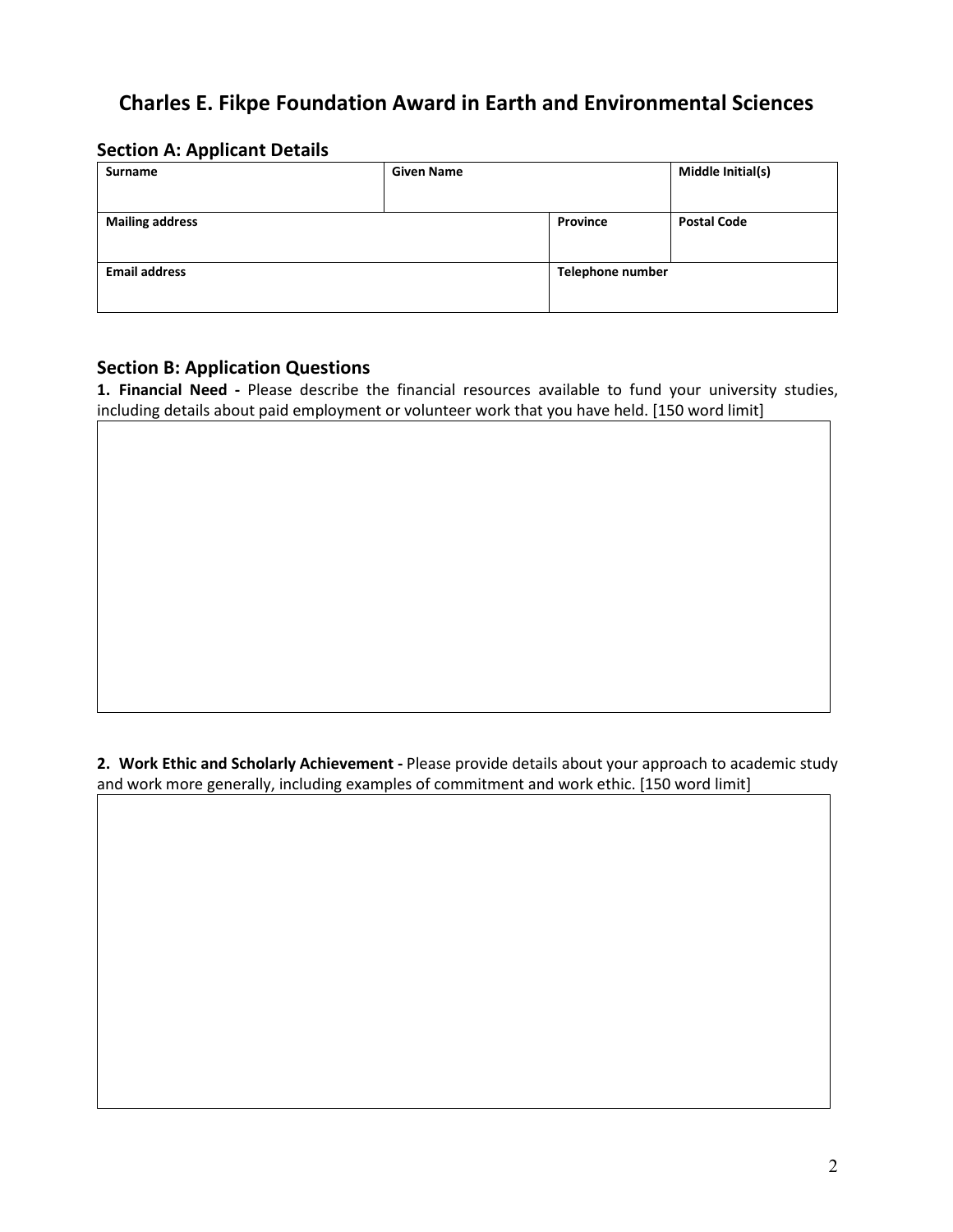# Charles E. Fikpe Foundation Award in Earth and Environmental Sciences

## Section A: Applicant Details

| Surname | Given Name | | Middle Initial(s) |
|---|---|---|---|
| | | | |
| **Mailing address** | | **Province** | **Postal Code** |
| | | | |
| **Email address** | | **Telephone number** | |
| | | | |

## Section B: Application Questions

**1. Financial Need -** Please describe the financial resources available to fund your university studies, including details about paid employment or volunteer work that you have held. [150 word limit]

| |
|---|
| |

**2. Work Ethic and Scholarly Achievement -** Please provide details about your approach to academic study and work more generally, including examples of commitment and work ethic. [150 word limit]

| |
|---|
| |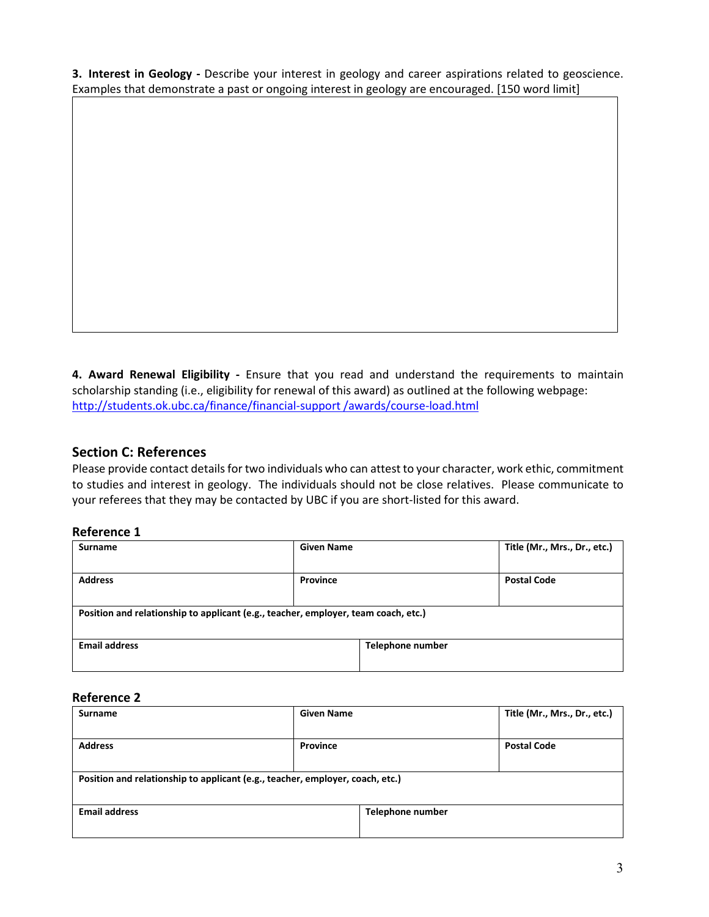**3. Interest in Geology -** Describe your interest in geology and career aspirations related to geoscience. Examples that demonstrate a past or ongoing interest in geology are encouraged. [150 word limit]

| |
|---|
| |

**4. Award Renewal Eligibility -** Ensure that you read and understand the requirements to maintain scholarship standing (i.e., eligibility for renewal of this award) as outlined at the following webpage: [http://students.ok.ubc.ca/finance/financial-support /awards/course-load.html](http://students.ok.ubc.ca/finance/financial-support/awards/course-load.html)

## Section C: References

Please provide contact details for two individuals who can attest to your character, work ethic, commitment to studies and interest in geology. The individuals should not be close relatives. Please communicate to your referees that they may be contacted by UBC if you are short-listed for this award.

### Reference 1

| **Surname** | **Given Name** | **Title (Mr., Mrs., Dr., etc.)** |
|---|---|---|
| **Address** | **Province** | **Postal Code** |
| **Position and relationship to applicant (e.g., teacher, employer, team coach, etc.)** | | |
| **Email address** | **Telephone number** | |

### Reference 2

| **Surname** | **Given Name** | **Title (Mr., Mrs., Dr., etc.)** |
|---|---|---|
| **Address** | **Province** | **Postal Code** |
| **Position and relationship to applicant (e.g., teacher, employer, coach, etc.)** | | |
| **Email address** | **Telephone number** | |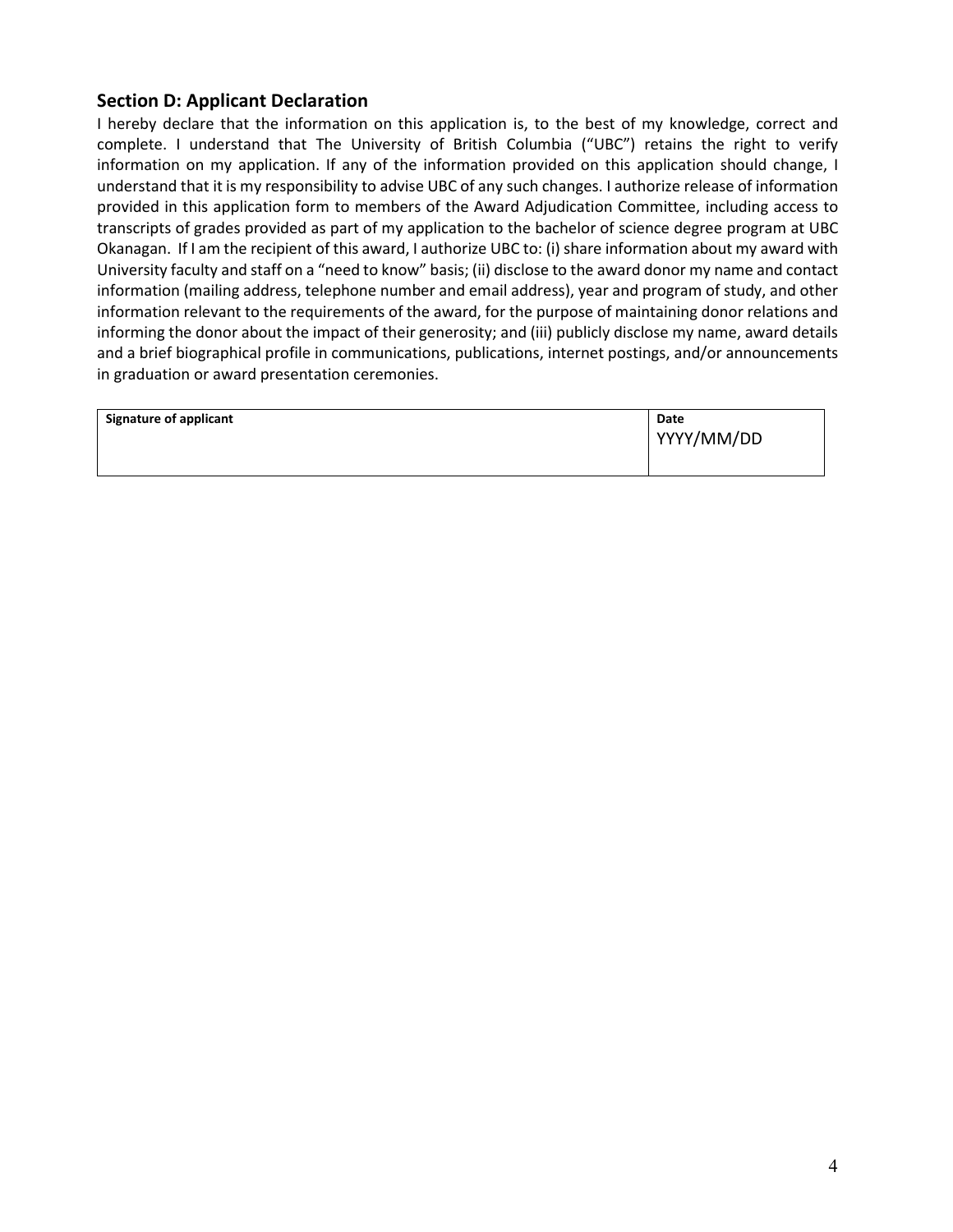## Section D: Applicant Declaration

I hereby declare that the information on this application is, to the best of my knowledge, correct and complete. I understand that The University of British Columbia ("UBC") retains the right to verify information on my application. If any of the information provided on this application should change, I understand that it is my responsibility to advise UBC of any such changes. I authorize release of information provided in this application form to members of the Award Adjudication Committee, including access to transcripts of grades provided as part of my application to the bachelor of science degree program at UBC Okanagan. If I am the recipient of this award, I authorize UBC to: (i) share information about my award with University faculty and staff on a "need to know" basis; (ii) disclose to the award donor my name and contact information (mailing address, telephone number and email address), year and program of study, and other information relevant to the requirements of the award, for the purpose of maintaining donor relations and informing the donor about the impact of their generosity; and (iii) publicly disclose my name, award details and a brief biographical profile in communications, publications, internet postings, and/or announcements in graduation or award presentation ceremonies.

| **Signature of applicant** | **Date** |
| --- | --- |
| | YYYY/MM/DD |